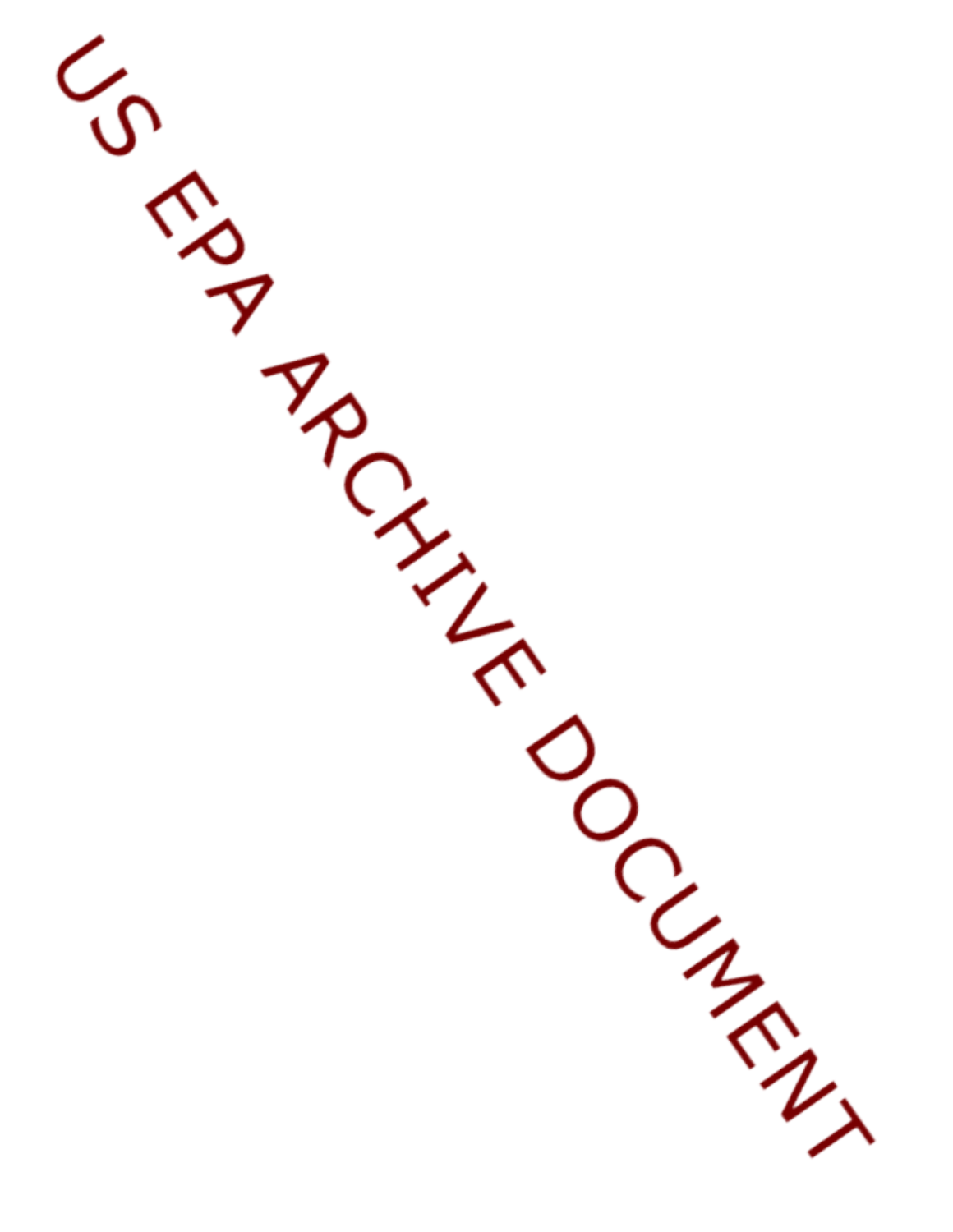US EPA ARCHIVE DOCUMENT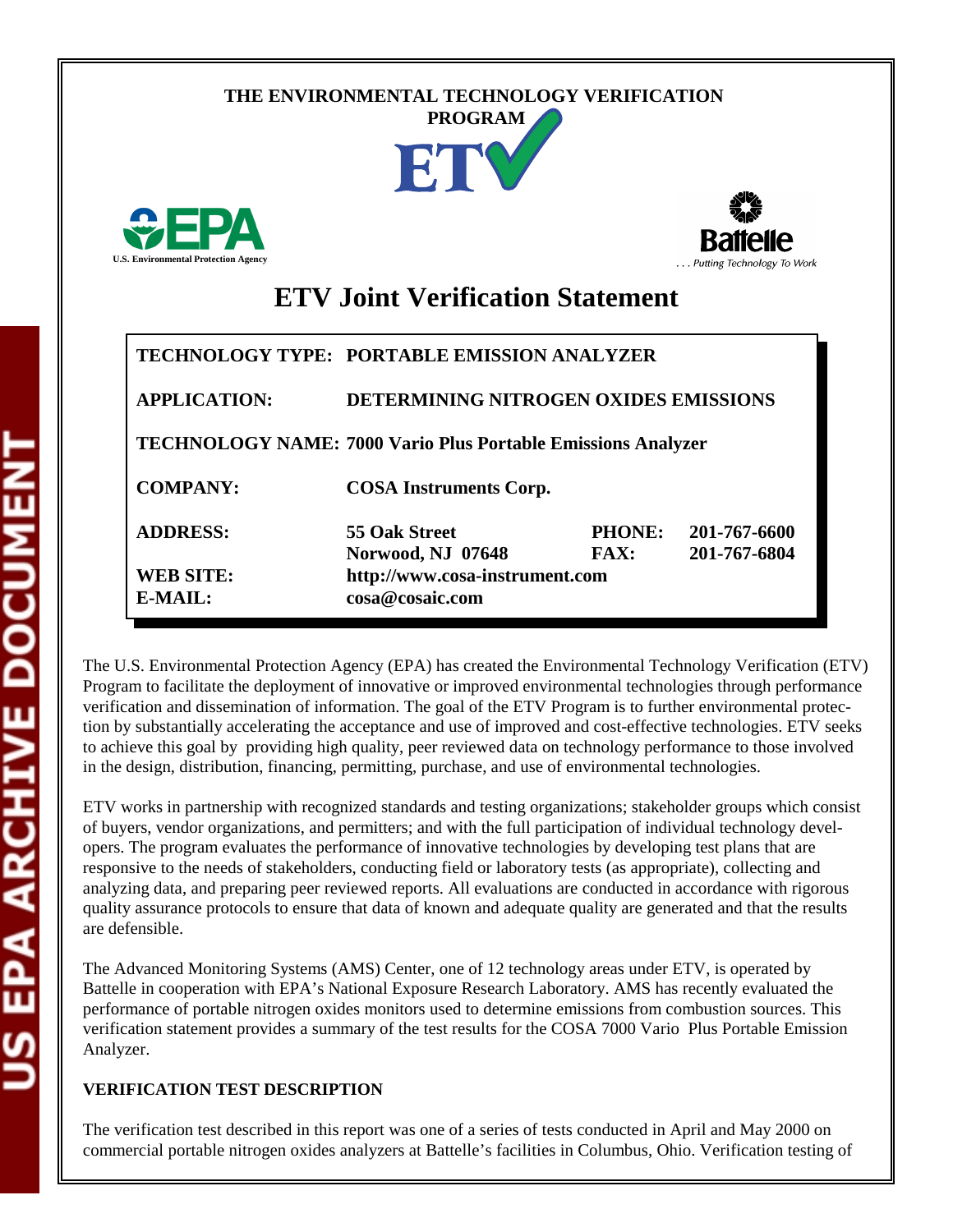THE ENVIRONMENTAL TECHNOLOGY VERIFICATION PROGRAM

ETV

U.S. Environmental Protection Agency

Battelle

. . . Putting Technology To Work

# ETV Joint Verification Statement

| | | | |
|---|---|---|---|
| **TECHNOLOGY TYPE:** | **PORTABLE EMISSION ANALYZER** | | |
| **APPLICATION:** | **DETERMINING NITROGEN OXIDES EMISSIONS** | | |
| **TECHNOLOGY NAME:** | **7000 Vario Plus Portable Emissions Analyzer** | | |
| **COMPANY:** | **COSA Instruments Corp.** | | |
| **ADDRESS:** | **55 Oak Street Norwood, NJ 07648** | **PHONE: FAX:** | **201-767-6600 201-767-6804** |
| **WEB SITE:** | **http://www.cosa-instrument.com** | | |
| **E-MAIL:** | **cosa@cosaic.com** | | |

The U.S. Environmental Protection Agency (EPA) has created the Environmental Technology Verification (ETV) Program to facilitate the deployment of innovative or improved environmental technologies through performance verification and dissemination of information. The goal of the ETV Program is to further environmental protection by substantially accelerating the acceptance and use of improved and cost-effective technologies. ETV seeks to achieve this goal by providing high quality, peer reviewed data on technology performance to those involved in the design, distribution, financing, permitting, purchase, and use of environmental technologies.

ETV works in partnership with recognized standards and testing organizations; stakeholder groups which consist of buyers, vendor organizations, and permitters; and with the full participation of individual technology developers. The program evaluates the performance of innovative technologies by developing test plans that are responsive to the needs of stakeholders, conducting field or laboratory tests (as appropriate), collecting and analyzing data, and preparing peer reviewed reports. All evaluations are conducted in accordance with rigorous quality assurance protocols to ensure that data of known and adequate quality are generated and that the results are defensible.

The Advanced Monitoring Systems (AMS) Center, one of 12 technology areas under ETV, is operated by Battelle in cooperation with EPA's National Exposure Research Laboratory. AMS has recently evaluated the performance of portable nitrogen oxides monitors used to determine emissions from combustion sources. This verification statement provides a summary of the test results for the COSA 7000 Vario Plus Portable Emission Analyzer.

**VERIFICATION TEST DESCRIPTION**

The verification test described in this report was one of a series of tests conducted in April and May 2000 on commercial portable nitrogen oxides analyzers at Battelle's facilities in Columbus, Ohio. Verification testing of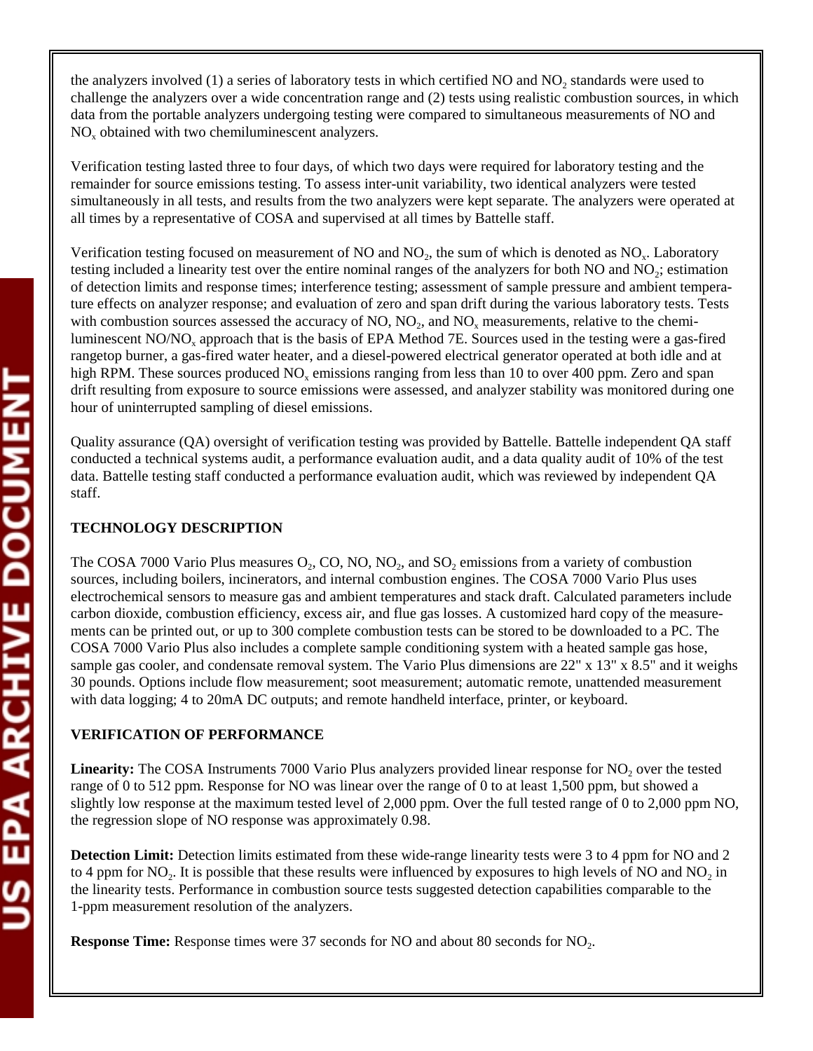the analyzers involved (1) a series of laboratory tests in which certified NO and $NO_2$ standards were used to challenge the analyzers over a wide concentration range and (2) tests using realistic combustion sources, in which data from the portable analyzers undergoing testing were compared to simultaneous measurements of NO and $NO_x$ obtained with two chemiluminescent analyzers.

Verification testing lasted three to four days, of which two days were required for laboratory testing and the remainder for source emissions testing. To assess inter-unit variability, two identical analyzers were tested simultaneously in all tests, and results from the two analyzers were kept separate. The analyzers were operated at all times by a representative of COSA and supervised at all times by Battelle staff.

Verification testing focused on measurement of NO and $NO_2$, the sum of which is denoted as $NO_x$. Laboratory testing included a linearity test over the entire nominal ranges of the analyzers for both NO and $NO_2$; estimation of detection limits and response times; interference testing; assessment of sample pressure and ambient temperature effects on analyzer response; and evaluation of zero and span drift during the various laboratory tests. Tests with combustion sources assessed the accuracy of NO, $NO_2$, and $NO_x$ measurements, relative to the chemiluminescent NO/$NO_x$ approach that is the basis of EPA Method 7E. Sources used in the testing were a gas-fired rangetop burner, a gas-fired water heater, and a diesel-powered electrical generator operated at both idle and at high RPM. These sources produced $NO_x$ emissions ranging from less than 10 to over 400 ppm. Zero and span drift resulting from exposure to source emissions were assessed, and analyzer stability was monitored during one hour of uninterrupted sampling of diesel emissions.

Quality assurance (QA) oversight of verification testing was provided by Battelle. Battelle independent QA staff conducted a technical systems audit, a performance evaluation audit, and a data quality audit of 10% of the test data. Battelle testing staff conducted a performance evaluation audit, which was reviewed by independent QA staff.

## TECHNOLOGY DESCRIPTION

The COSA 7000 Vario Plus measures $O_2$, CO, NO, $NO_2$, and $SO_2$ emissions from a variety of combustion sources, including boilers, incinerators, and internal combustion engines. The COSA 7000 Vario Plus uses electrochemical sensors to measure gas and ambient temperatures and stack draft. Calculated parameters include carbon dioxide, combustion efficiency, excess air, and flue gas losses. A customized hard copy of the measurements can be printed out, or up to 300 complete combustion tests can be stored to be downloaded to a PC. The COSA 7000 Vario Plus also includes a complete sample conditioning system with a heated sample gas hose, sample gas cooler, and condensate removal system. The Vario Plus dimensions are 22" x 13" x 8.5" and it weighs 30 pounds. Options include flow measurement; soot measurement; automatic remote, unattended measurement with data logging; 4 to 20mA DC outputs; and remote handheld interface, printer, or keyboard.

## VERIFICATION OF PERFORMANCE

**Linearity:** The COSA Instruments 7000 Vario Plus analyzers provided linear response for $NO_2$ over the tested range of 0 to 512 ppm. Response for NO was linear over the range of 0 to at least 1,500 ppm, but showed a slightly low response at the maximum tested level of 2,000 ppm. Over the full tested range of 0 to 2,000 ppm NO, the regression slope of NO response was approximately 0.98.

**Detection Limit:** Detection limits estimated from these wide-range linearity tests were 3 to 4 ppm for NO and 2 to 4 ppm for $NO_2$. It is possible that these results were influenced by exposures to high levels of NO and $NO_2$ in the linearity tests. Performance in combustion source tests suggested detection capabilities comparable to the 1-ppm measurement resolution of the analyzers.

**Response Time:** Response times were 37 seconds for NO and about 80 seconds for $NO_2$.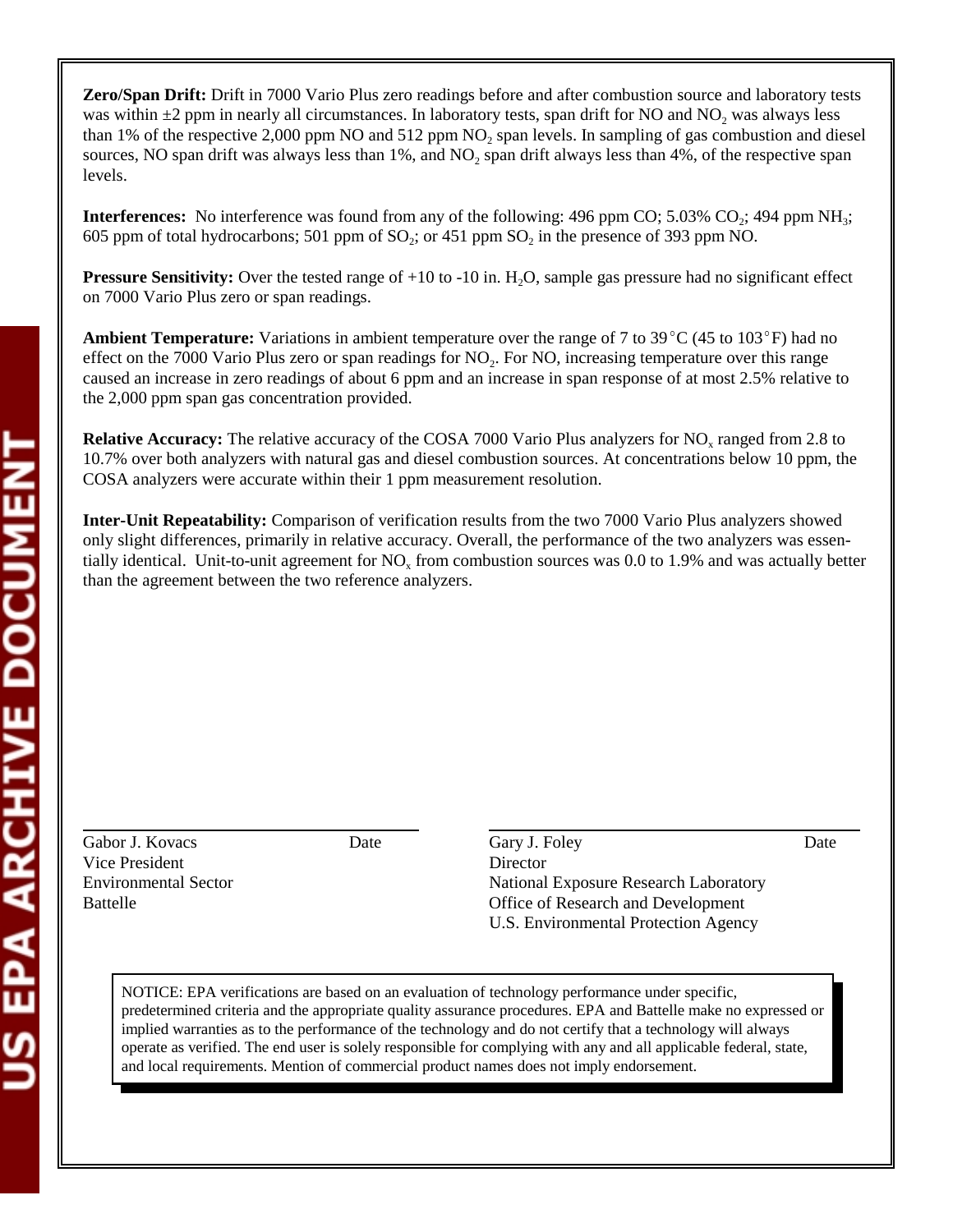**Zero/Span Drift:** Drift in 7000 Vario Plus zero readings before and after combustion source and laboratory tests was within ±2 ppm in nearly all circumstances. In laboratory tests, span drift for NO and $NO_2$ was always less than 1% of the respective 2,000 ppm NO and 512 ppm $NO_2$ span levels. In sampling of gas combustion and diesel sources, NO span drift was always less than 1%, and $NO_2$ span drift always less than 4%, of the respective span levels.

**Interferences:** No interference was found from any of the following: 496 ppm CO; 5.03% $CO_2$; 494 ppm $NH_3$; 605 ppm of total hydrocarbons; 501 ppm of $SO_2$; or 451 ppm $SO_2$ in the presence of 393 ppm NO.

**Pressure Sensitivity:** Over the tested range of +10 to -10 in. $H_2O$, sample gas pressure had no significant effect on 7000 Vario Plus zero or span readings.

**Ambient Temperature:** Variations in ambient temperature over the range of 7 to 39°C (45 to 103°F) had no effect on the 7000 Vario Plus zero or span readings for $NO_2$. For NO, increasing temperature over this range caused an increase in zero readings of about 6 ppm and an increase in span response of at most 2.5% relative to the 2,000 ppm span gas concentration provided.

**Relative Accuracy:** The relative accuracy of the COSA 7000 Vario Plus analyzers for $NO_x$ ranged from 2.8 to 10.7% over both analyzers with natural gas and diesel combustion sources. At concentrations below 10 ppm, the COSA analyzers were accurate within their 1 ppm measurement resolution.

**Inter-Unit Repeatability:** Comparison of verification results from the two 7000 Vario Plus analyzers showed only slight differences, primarily in relative accuracy. Overall, the performance of the two analyzers was essentially identical. Unit-to-unit agreement for $NO_x$ from combustion sources was 0.0 to 1.9% and was actually better than the agreement between the two reference analyzers.

Gabor J. Kovacs — Date
Vice President
Environmental Sector
Battelle

Gary J. Foley — Date
Director
National Exposure Research Laboratory
Office of Research and Development
U.S. Environmental Protection Agency

NOTICE: EPA verifications are based on an evaluation of technology performance under specific, predetermined criteria and the appropriate quality assurance procedures. EPA and Battelle make no expressed or implied warranties as to the performance of the technology and do not certify that a technology will always operate as verified. The end user is solely responsible for complying with any and all applicable federal, state, and local requirements. Mention of commercial product names does not imply endorsement.